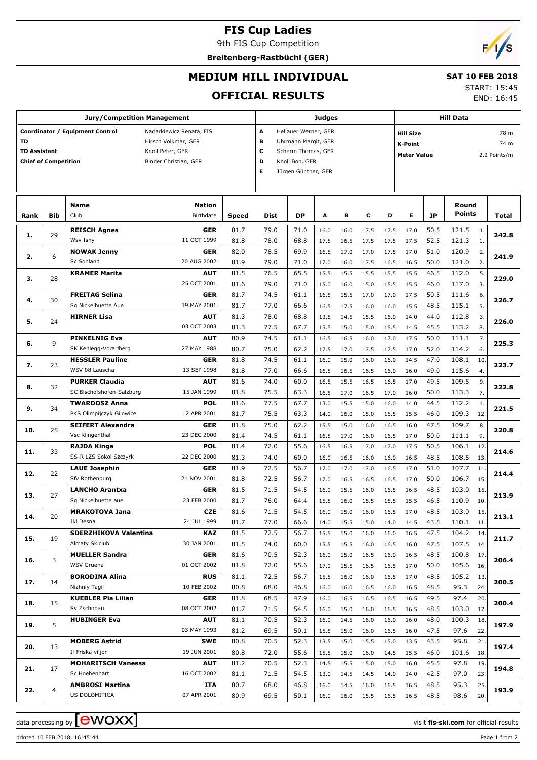# FIS Cup Ladies

9th FIS Cup Competition

**Breitenberg-Rastbüchl (GER)**

## MEDIUM HILL INDIVIDUAL

## OFFICIAL RESULTS

**SAT 10 FEB 2018**

START: 15:45

END: 16:45

| Jury/Competition Management | | Judges | | Hill Data | |
|---|---|---|---|---|---|
| Coordinator / Equipment Control | Nadarkiewicz Renata, FIS | A | Hellauer Werner, GER | Hill Size | 78 m |
| TD | Hirsch Volkmar, GER | B | Uhrmann Margit, GER | K-Point | 74 m |
| TD Assistant | Knoll Peter, GER | C | Scherm Thomas, GER | Meter Value | 2.2 Points/m |
| Chief of Competition | Binder Christian, GER | D | Knoll Bob, GER | | |
| | | E | Jürgen Günther, GER | | |

| Rank | Bib | Name / Club | Nation / Birthdate | Speed | Dist | DP | A | B | C | D | E | JP | Round Points | | Total |
|---|---|---|---|---|---|---|---|---|---|---|---|---|---|---|---|
| 1. | 29 | **REISCH Agnes** | **GER** | 81.7 | 79.0 | 71.0 | 16.0 | 16.0 | 17.5 | 17.5 | 17.0 | 50.5 | 121.5 | 1. | 242.8 |
| | | Wsv Isny | 11 OCT 1999 | 81.8 | 78.0 | 68.8 | 17.5 | 16.5 | 17.5 | 17.5 | 17.5 | 52.5 | 121.3 | 1. | |
| 2. | 6 | **NOWAK Jenny** | **GER** | 82.0 | 78.5 | 69.9 | 16.5 | 17.0 | 17.0 | 17.5 | 17.0 | 51.0 | 120.9 | 2. | 241.9 |
| | | Sc Sohland | 20 AUG 2002 | 81.9 | 79.0 | 71.0 | 17.0 | 16.0 | 17.5 | 16.5 | 16.5 | 50.0 | 121.0 | 2. | |
| 3. | 28 | **KRAMER Marita** | **AUT** | 81.5 | 76.5 | 65.5 | 15.5 | 15.5 | 15.5 | 15.5 | 15.5 | 46.5 | 112.0 | 5. | 229.0 |
| | | | 25 OCT 2001 | 81.6 | 79.0 | 71.0 | 15.0 | 16.0 | 15.0 | 15.5 | 15.5 | 46.0 | 117.0 | 3. | |
| 4. | 30 | **FREITAG Selina** | **GER** | 81.7 | 74.5 | 61.1 | 16.5 | 15.5 | 17.0 | 17.0 | 17.5 | 50.5 | 111.6 | 6. | 226.7 |
| | | Sg Nickelhuette Aue | 19 MAY 2001 | 81.7 | 77.0 | 66.6 | 16.5 | 17.5 | 16.0 | 16.0 | 15.5 | 48.5 | 115.1 | 5. | |
| 5. | 24 | **HIRNER Lisa** | **AUT** | 81.3 | 78.0 | 68.8 | 13.5 | 14.5 | 15.5 | 16.0 | 14.0 | 44.0 | 112.8 | 3. | 226.0 |
| | | | 03 OCT 2003 | 81.3 | 77.5 | 67.7 | 15.5 | 15.0 | 15.0 | 15.5 | 14.5 | 45.5 | 113.2 | 8. | |
| 6. | 9 | **PINKELNIG Eva** | **AUT** | 80.9 | 74.5 | 61.1 | 16.5 | 16.5 | 16.0 | 17.0 | 17.5 | 50.0 | 111.1 | 7. | 225.3 |
| | | SK Kehlegg-Vorarlberg | 27 MAY 1988 | 80.7 | 75.0 | 62.2 | 17.5 | 17.0 | 17.5 | 17.5 | 17.0 | 52.0 | 114.2 | 6. | |
| 7. | 23 | **HESSLER Pauline** | **GER** | 81.8 | 74.5 | 61.1 | 16.0 | 15.0 | 16.0 | 16.0 | 14.5 | 47.0 | 108.1 | 10. | 223.7 |
| | | WSV 08 Lauscha | 13 SEP 1998 | 81.8 | 77.0 | 66.6 | 16.5 | 16.5 | 16.5 | 16.0 | 16.0 | 49.0 | 115.6 | 4. | |
| 8. | 32 | **PURKER Claudia** | **AUT** | 81.6 | 74.0 | 60.0 | 16.5 | 15.5 | 16.5 | 16.5 | 17.0 | 49.5 | 109.5 | 9. | 222.8 |
| | | SC Bischofshofen-Salzburg | 15 JAN 1999 | 81.8 | 75.5 | 63.3 | 16.5 | 17.0 | 16.5 | 17.0 | 16.0 | 50.0 | 113.3 | 7. | |
| 9. | 34 | **TWARDOSZ Anna** | **POL** | 81.6 | 77.5 | 67.7 | 13.0 | 15.5 | 15.0 | 16.0 | 14.0 | 44.5 | 112.2 | 4. | 221.5 |
| | | PKS Olimpijczyk Gilowice | 12 APR 2001 | 81.7 | 75.5 | 63.3 | 14.0 | 16.0 | 15.0 | 15.5 | 15.5 | 46.0 | 109.3 | 12. | |
| 10. | 25 | **SEIFERT Alexandra** | **GER** | 81.8 | 75.0 | 62.2 | 15.5 | 15.0 | 16.0 | 16.5 | 16.0 | 47.5 | 109.7 | 8. | 220.8 |
| | | Vsc Klingenthal | 23 DEC 2000 | 81.4 | 74.5 | 61.1 | 16.5 | 17.0 | 16.0 | 16.5 | 17.0 | 50.0 | 111.1 | 9. | |
| 11. | 33 | **RAJDA Kinga** | **POL** | 81.4 | 72.0 | 55.6 | 16.5 | 16.5 | 17.0 | 17.0 | 17.5 | 50.5 | 106.1 | 12. | 214.6 |
| | | SS-R LZS Sokol Szczyrk | 22 DEC 2000 | 81.3 | 74.0 | 60.0 | 16.0 | 16.5 | 16.0 | 16.0 | 16.5 | 48.5 | 108.5 | 13. | |
| 12. | 22 | **LAUE Josephin** | **GER** | 81.9 | 72.5 | 56.7 | 17.0 | 17.0 | 17.0 | 16.5 | 17.0 | 51.0 | 107.7 | 11. | 214.4 |
| | | Sfv Rothenburg | 21 NOV 2001 | 81.8 | 72.5 | 56.7 | 17.0 | 16.5 | 16.5 | 16.5 | 17.0 | 50.0 | 106.7 | 15. | |
| 13. | 27 | **LANCHO Arantxa** | **GER** | 81.5 | 71.5 | 54.5 | 16.0 | 15.5 | 16.0 | 16.5 | 16.5 | 48.5 | 103.0 | 15. | 213.9 |
| | | Sg Nickelhuette aue | 23 FEB 2000 | 81.7 | 76.0 | 64.4 | 15.5 | 16.0 | 15.5 | 15.5 | 15.5 | 46.5 | 110.9 | 10. | |
| 14. | 20 | **MRAKOTOVA Jana** | **CZE** | 81.6 | 71.5 | 54.5 | 16.0 | 15.0 | 16.0 | 16.5 | 17.0 | 48.5 | 103.0 | 15. | 213.1 |
| | | Jkl Desna | 24 JUL 1999 | 81.7 | 77.0 | 66.6 | 14.0 | 15.5 | 15.0 | 14.0 | 14.5 | 43.5 | 110.1 | 11. | |
| 15. | 19 | **SDERZHIKOVA Valentina** | **KAZ** | 81.5 | 72.5 | 56.7 | 15.5 | 15.0 | 16.0 | 16.0 | 16.5 | 47.5 | 104.2 | 14. | 211.7 |
| | | Almaty Skiclub | 30 JAN 2001 | 81.5 | 74.0 | 60.0 | 15.5 | 15.5 | 16.0 | 16.5 | 16.0 | 47.5 | 107.5 | 14. | |
| 16. | 3 | **MUELLER Sandra** | **GER** | 81.6 | 70.5 | 52.3 | 16.0 | 15.0 | 16.5 | 16.0 | 16.5 | 48.5 | 100.8 | 17. | 206.4 |
| | | WSV Gruena | 01 OCT 2002 | 81.8 | 72.0 | 55.6 | 17.0 | 15.5 | 16.5 | 16.5 | 17.0 | 50.0 | 105.6 | 16. | |
| 17. | 14 | **BORODINA Alina** | **RUS** | 81.1 | 72.5 | 56.7 | 15.5 | 16.0 | 16.0 | 16.5 | 17.0 | 48.5 | 105.2 | 13. | 200.5 |
| | | Nizhniy Tagil | 10 FEB 2002 | 80.8 | 68.0 | 46.8 | 16.0 | 16.0 | 16.5 | 16.0 | 16.5 | 48.5 | 95.3 | 24. | |
| 18. | 15 | **KUEBLER Pia Lilian** | **GER** | 81.8 | 68.5 | 47.9 | 16.0 | 16.5 | 16.5 | 16.5 | 16.5 | 49.5 | 97.4 | 20. | 200.4 |
| | | Sv Zschopau | 08 OCT 2002 | 81.7 | 71.5 | 54.5 | 16.0 | 15.0 | 16.0 | 16.5 | 16.5 | 48.5 | 103.0 | 17. | |
| 19. | 5 | **HUBINGER Eva** | **AUT** | 81.1 | 70.5 | 52.3 | 16.0 | 14.5 | 16.0 | 16.0 | 16.0 | 48.0 | 100.3 | 18. | 197.9 |
| | | | 03 MAY 1993 | 81.2 | 69.5 | 50.1 | 15.5 | 15.0 | 16.0 | 16.5 | 16.0 | 47.5 | 97.6 | 22. | |
| 20. | 13 | **MOBERG Astrid** | **SWE** | 80.8 | 70.5 | 52.3 | 13.5 | 15.0 | 15.5 | 15.0 | 13.5 | 43.5 | 95.8 | 21. | 197.4 |
| | | If Friska viljor | 19 JUN 2001 | 80.8 | 72.0 | 55.6 | 15.5 | 15.0 | 16.0 | 14.5 | 15.5 | 46.0 | 101.6 | 18. | |
| 21. | 17 | **MOHARITSCH Vanessa** | **AUT** | 81.2 | 70.5 | 52.3 | 14.5 | 15.5 | 15.0 | 15.0 | 16.0 | 45.5 | 97.8 | 19. | 194.8 |
| | | Sc Hoehenhart | 16 OCT 2002 | 81.1 | 71.5 | 54.5 | 13.0 | 14.5 | 14.5 | 14.0 | 14.0 | 42.5 | 97.0 | 23. | |
| 22. | 4 | **AMBROSI Martina** | **ITA** | 80.7 | 68.0 | 46.8 | 16.0 | 14.5 | 16.0 | 16.5 | 16.5 | 48.5 | 95.3 | 25. | 193.9 |
| | | US DOLOMITICA | 07 APR 2001 | 80.9 | 69.5 | 50.1 | 16.0 | 16.0 | 15.5 | 16.5 | 16.5 | 48.5 | 98.6 | 20. | |

data processing by ewoxx

visit **fis-ski.com** for official results

printed 10 FEB 2018, 16:45:44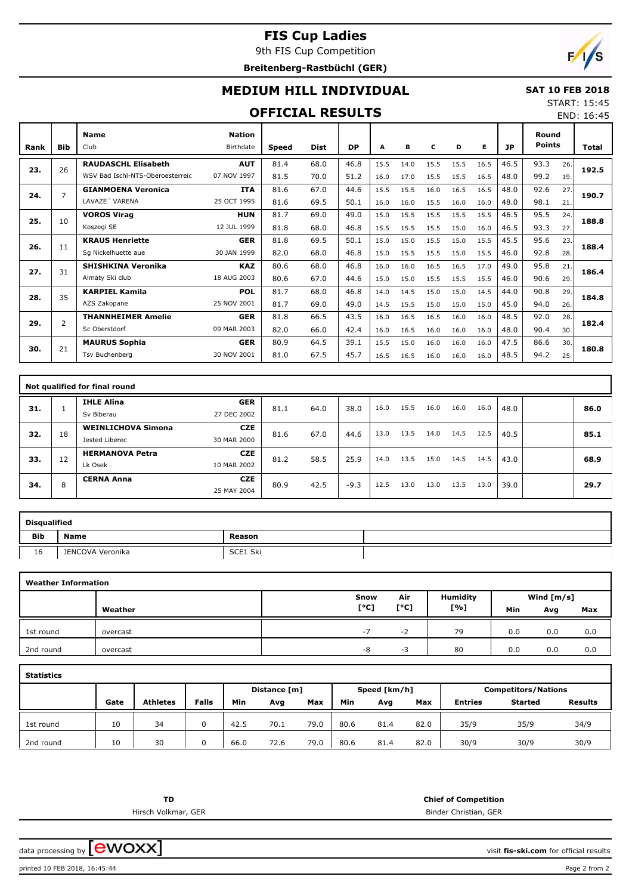# FIS Cup Ladies

9th FIS Cup Competition

**Breitenberg-Rastbüchl (GER)**

## MEDIUM HILL INDIVIDUAL

**SAT 10 FEB 2018**

START: 15:45

END: 16:45

## OFFICIAL RESULTS

| Rank | Bib | Name / Club | Nation / Birthdate | Speed | Dist | DP | A | B | C | D | E | JP | Round Points | | Total |
|---|---|---|---|---|---|---|---|---|---|---|---|---|---|---|---|
| 23. | 26 | **RAUDASCHL Elisabeth** | **AUT** | 81.4 | 68.0 | 46.8 | 15.5 | 14.0 | 15.5 | 15.5 | 16.5 | 46.5 | 93.3 | 26. | **192.5** |
| | | WSV Bad Ischl-NTS-Oberoesterreic | 07 NOV 1997 | 81.5 | 70.0 | 51.2 | 16.0 | 17.0 | 15.5 | 15.5 | 16.5 | 48.0 | 99.2 | 19. | |
| 24. | 7 | **GIANMOENA Veronica** | **ITA** | 81.6 | 67.0 | 44.6 | 15.5 | 15.5 | 16.0 | 16.5 | 16.5 | 48.0 | 92.6 | 27. | **190.7** |
| | | LAVAZE´ VARENA | 25 OCT 1995 | 81.6 | 69.5 | 50.1 | 16.0 | 16.0 | 15.5 | 16.0 | 16.0 | 48.0 | 98.1 | 21. | |
| 25. | 10 | **VOROS Virag** | **HUN** | 81.7 | 69.0 | 49.0 | 15.0 | 15.5 | 15.5 | 15.5 | 15.5 | 46.5 | 95.5 | 24. | **188.8** |
| | | Koszegi SE | 12 JUL 1999 | 81.8 | 68.0 | 46.8 | 15.5 | 15.5 | 15.5 | 15.0 | 16.0 | 46.5 | 93.3 | 27. | |
| 26. | 11 | **KRAUS Henriette** | **GER** | 81.8 | 69.5 | 50.1 | 15.0 | 15.0 | 15.5 | 15.0 | 15.5 | 45.5 | 95.6 | 23. | **188.4** |
| | | Sg Nickelhuette aue | 30 JAN 1999 | 82.0 | 68.0 | 46.8 | 15.0 | 15.5 | 15.5 | 15.0 | 15.5 | 46.0 | 92.8 | 28. | |
| 27. | 31 | **SHISHKINA Veronika** | **KAZ** | 80.6 | 68.0 | 46.8 | 16.0 | 16.0 | 16.5 | 16.5 | 17.0 | 49.0 | 95.8 | 21. | **186.4** |
| | | Almaty Ski club | 18 AUG 2003 | 80.6 | 67.0 | 44.6 | 15.0 | 15.0 | 15.5 | 15.5 | 15.5 | 46.0 | 90.6 | 29. | |
| 28. | 35 | **KARPIEL Kamila** | **POL** | 81.7 | 68.0 | 46.8 | 14.0 | 14.5 | 15.0 | 15.0 | 14.5 | 44.0 | 90.8 | 29. | **184.8** |
| | | AZS Zakopane | 25 NOV 2001 | 81.7 | 69.0 | 49.0 | 14.5 | 15.5 | 15.0 | 15.0 | 15.0 | 45.0 | 94.0 | 26. | |
| 29. | 2 | **THANNHEIMER Amelie** | **GER** | 81.8 | 66.5 | 43.5 | 16.0 | 16.5 | 16.5 | 16.0 | 16.0 | 48.5 | 92.0 | 28. | **182.4** |
| | | Sc Oberstdorf | 09 MAR 2003 | 82.0 | 66.0 | 42.4 | 16.0 | 16.5 | 16.0 | 16.0 | 16.0 | 48.0 | 90.4 | 30. | |
| 30. | 21 | **MAURUS Sophia** | **GER** | 80.9 | 64.5 | 39.1 | 15.5 | 15.0 | 16.0 | 16.0 | 16.0 | 47.5 | 86.6 | 30. | **180.8** |
| | | Tsv Buchenberg | 30 NOV 2001 | 81.0 | 67.5 | 45.7 | 16.5 | 16.5 | 16.0 | 16.0 | 16.0 | 48.5 | 94.2 | 25. | |

**Not qualified for final round**

| Rank | Bib | Name / Club | Nation / Birthdate | Speed | Dist | DP | A | B | C | D | E | JP | Round Points | Total |
|---|---|---|---|---|---|---|---|---|---|---|---|---|---|---|
| 31. | 1 | **IHLE Alina** / Sv Biberau | **GER** / 27 DEC 2002 | 81.1 | 64.0 | 38.0 | 16.0 | 15.5 | 16.0 | 16.0 | 16.0 | 48.0 | | **86.0** |
| 32. | 18 | **WEINLICHOVA Simona** / Jested Liberec | **CZE** / 30 MAR 2000 | 81.6 | 67.0 | 44.6 | 13.0 | 13.5 | 14.0 | 14.5 | 12.5 | 40.5 | | **85.1** |
| 33. | 12 | **HERMANOVA Petra** / Lk Osek | **CZE** / 10 MAR 2002 | 81.2 | 58.5 | 25.9 | 14.0 | 13.5 | 15.0 | 14.5 | 14.5 | 43.0 | | **68.9** |
| 34. | 8 | **CERNA Anna** | **CZE** / 25 MAY 2004 | 80.9 | 42.5 | -9.3 | 12.5 | 13.0 | 13.0 | 13.5 | 13.0 | 39.0 | | **29.7** |

**Disqualified**

| Bib | Name | Reason |
|---|---|---|
| 16 | JENCOVA Veronika | SCE1 Ski |

**Weather Information**

| | Weather | Snow [°C] | Air [°C] | Humidity [%] | Wind [m/s] Min | Avg | Max |
|---|---|---|---|---|---|---|---|
| 1st round | overcast | -7 | -2 | 79 | 0.0 | 0.0 | 0.0 |
| 2nd round | overcast | -8 | -3 | 80 | 0.0 | 0.0 | 0.0 |

**Statistics**

| | Gate | Athletes | Falls | Distance [m] Min | Avg | Max | Speed [km/h] Min | Avg | Max | Competitors/Nations Entries | Started | Results |
|---|---|---|---|---|---|---|---|---|---|---|---|---|
| 1st round | 10 | 34 | 0 | 42.5 | 70.1 | 79.0 | 80.6 | 81.4 | 82.0 | 35/9 | 35/9 | 34/9 |
| 2nd round | 10 | 30 | 0 | 66.0 | 72.6 | 79.0 | 80.6 | 81.4 | 82.0 | 30/9 | 30/9 | 30/9 |

**TD**
Hirsch Volkmar, GER

**Chief of Competition**
Binder Christian, GER

data processing by ewoxx — visit **fis-ski.com** for official results

printed 10 FEB 2018, 16:45:44